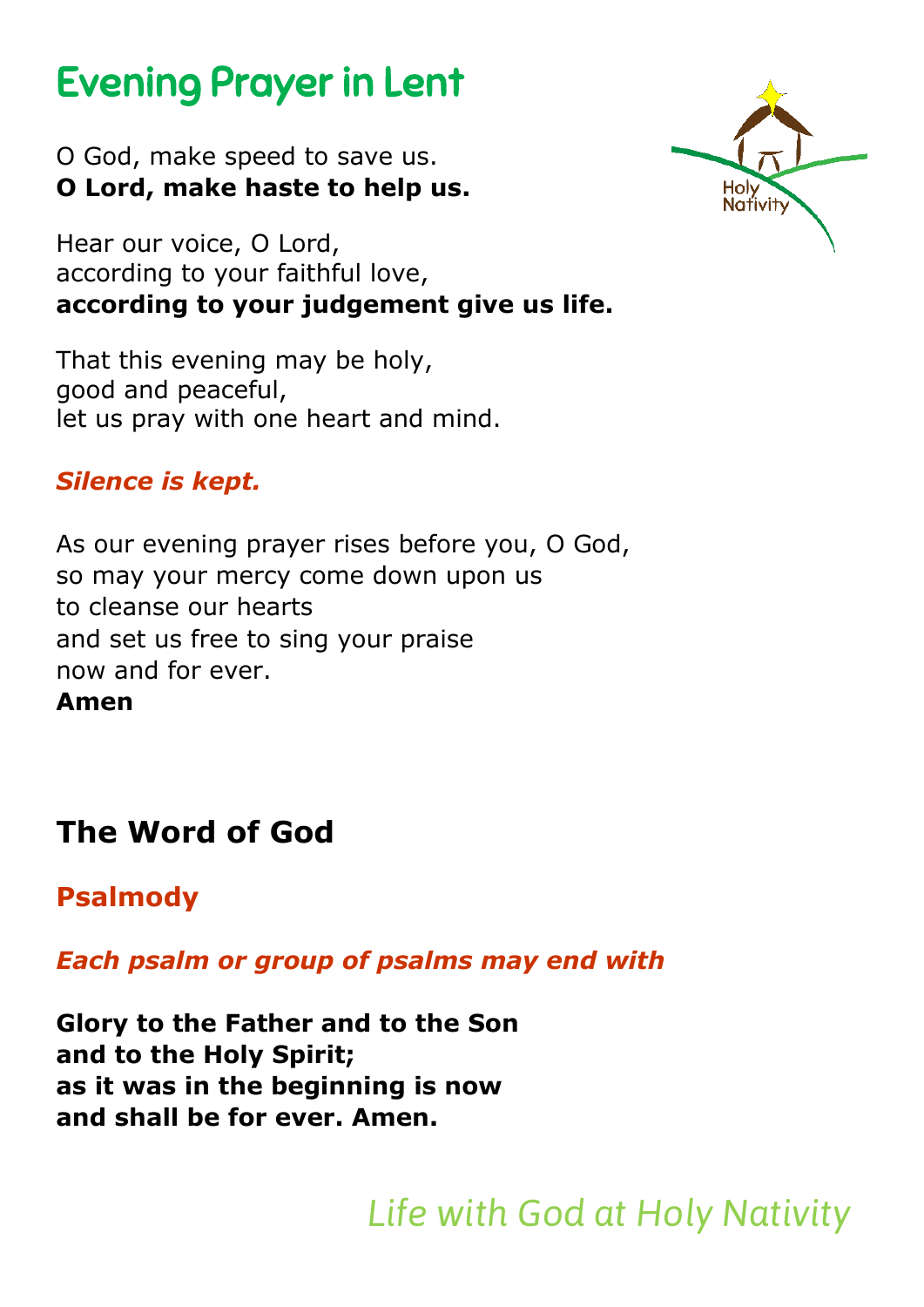# Evening Prayer in Lent

O God, make speed to save us.
**O Lord, make haste to help us.**

Hear our voice, O Lord,
according to your faithful love,
**according to your judgement give us life.**

That this evening may be holy,
good and peaceful,
let us pray with one heart and mind.

***Silence is kept.***

As our evening prayer rises before you, O God,
so may your mercy come down upon us
to cleanse our hearts
and set us free to sing your praise
now and for ever.
**Amen**

## The Word of God

### Psalmody

***Each psalm or group of psalms may end with***

**Glory to the Father and to the Son**
**and to the Holy Spirit;**
**as it was in the beginning is now**
**and shall be for ever. Amen.**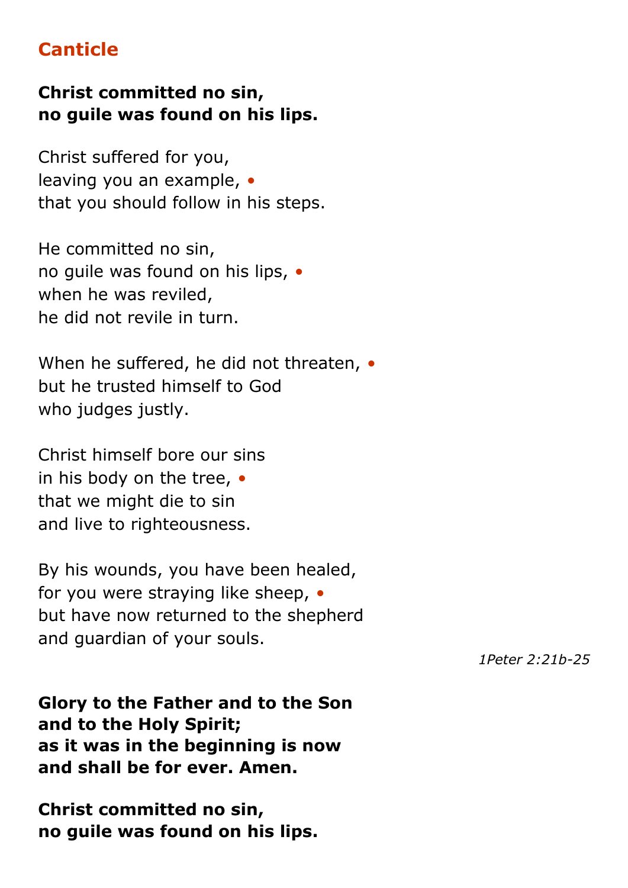## Canticle

**Christ committed no sin,**
**no guile was found on his lips.**

Christ suffered for you,
leaving you an example, •
that you should follow in his steps.

He committed no sin,
no guile was found on his lips, •
when he was reviled,
he did not revile in turn.

When he suffered, he did not threaten, •
but he trusted himself to God
who judges justly.

Christ himself bore our sins
in his body on the tree, •
that we might die to sin
and live to righteousness.

By his wounds, you have been healed,
for you were straying like sheep, •
but have now returned to the shepherd
and guardian of your souls.

*1Peter 2:21b-25*

**Glory to the Father and to the Son**
**and to the Holy Spirit;**
**as it was in the beginning is now**
**and shall be for ever. Amen.**

**Christ committed no sin,**
**no guile was found on his lips.**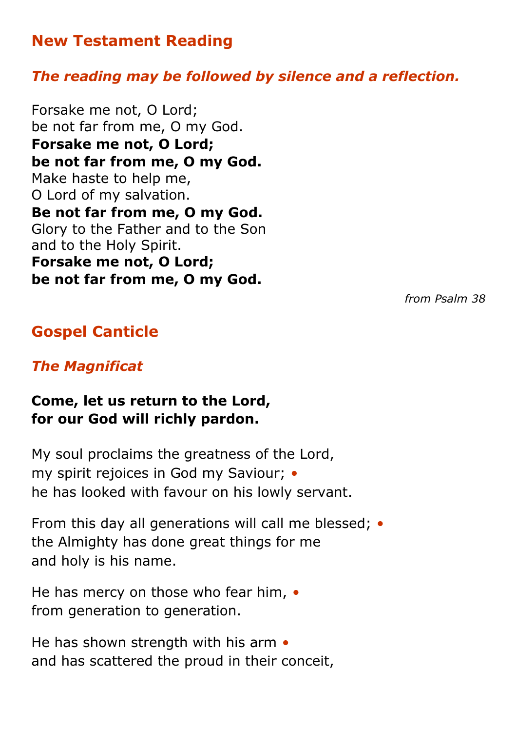## New Testament Reading

***The reading may be followed by silence and a reflection.***

Forsake me not, O Lord;
be not far from me, O my God.
**Forsake me not, O Lord;**
**be not far from me, O my God.**
Make haste to help me,
O Lord of my salvation.
**Be not far from me, O my God.**
Glory to the Father and to the Son
and to the Holy Spirit.
**Forsake me not, O Lord;**
**be not far from me, O my God.**

*from Psalm 38*

## Gospel Canticle

***The Magnificat***

**Come, let us return to the Lord,**
**for our God will richly pardon.**

My soul proclaims the greatness of the Lord,
my spirit rejoices in God my Saviour; •
he has looked with favour on his lowly servant.

From this day all generations will call me blessed; •
the Almighty has done great things for me
and holy is his name.

He has mercy on those who fear him, •
from generation to generation.

He has shown strength with his arm •
and has scattered the proud in their conceit,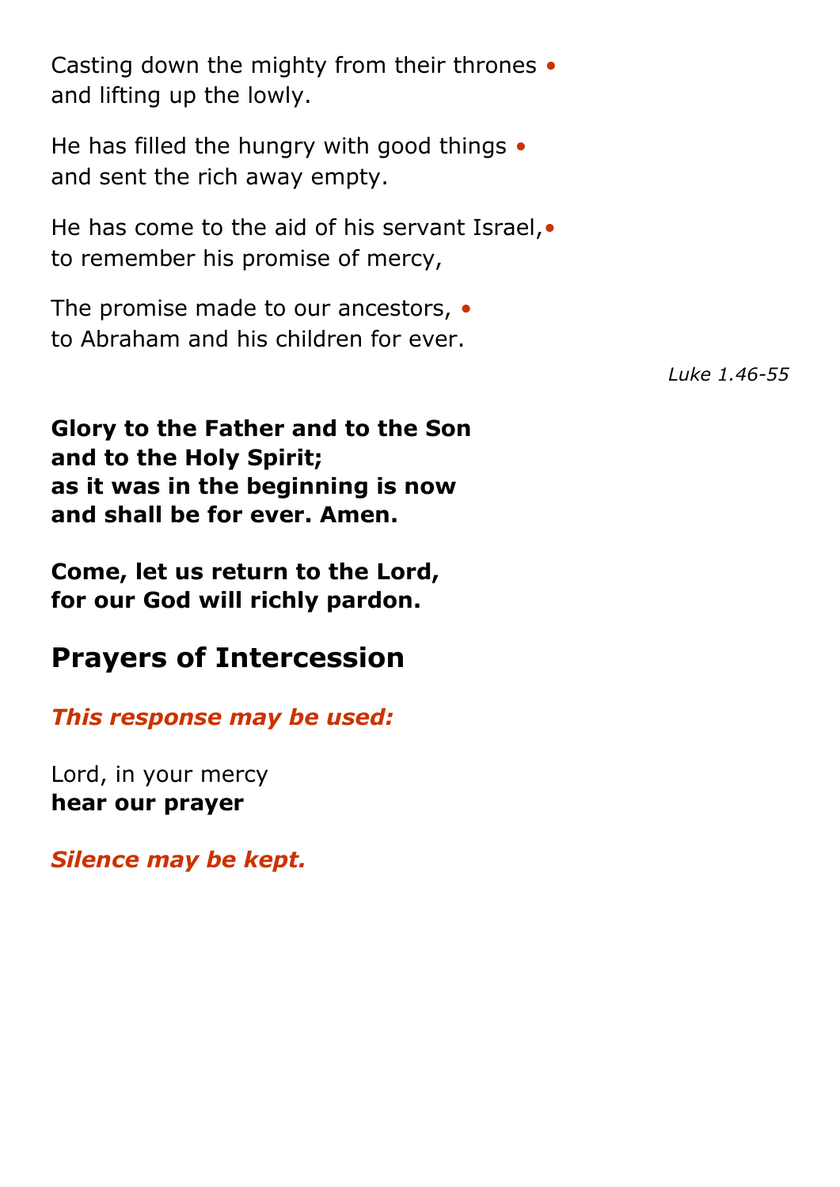Casting down the mighty from their thrones •
and lifting up the lowly.

He has filled the hungry with good things •
and sent the rich away empty.

He has come to the aid of his servant Israel,•
to remember his promise of mercy,

The promise made to our ancestors, •
to Abraham and his children for ever.

*Luke 1.46-55*

**Glory to the Father and to the Son**
**and to the Holy Spirit;**
**as it was in the beginning is now**
**and shall be for ever. Amen.**

**Come, let us return to the Lord,**
**for our God will richly pardon.**

## Prayers of Intercession

***This response may be used:***

Lord, in your mercy
**hear our prayer**

***Silence may be kept.***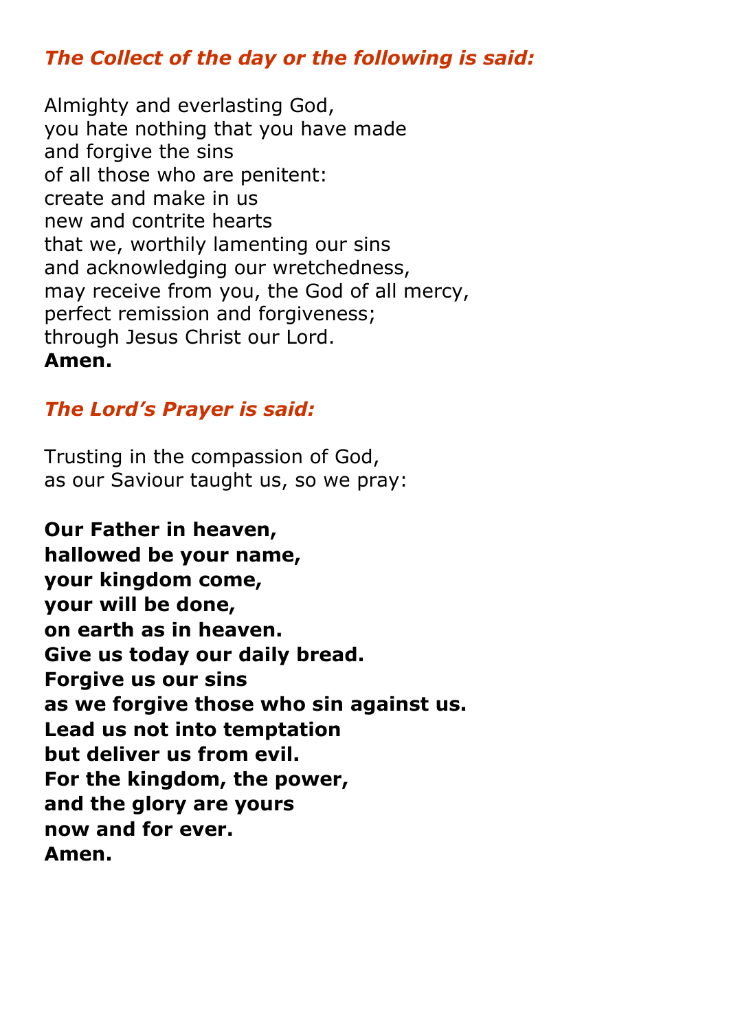***The Collect of the day or the following is said:***

Almighty and everlasting God,
you hate nothing that you have made
and forgive the sins
of all those who are penitent:
create and make in us
new and contrite hearts
that we, worthily lamenting our sins
and acknowledging our wretchedness,
may receive from you, the God of all mercy,
perfect remission and forgiveness;
through Jesus Christ our Lord.
**Amen.**

***The Lord's Prayer is said:***

Trusting in the compassion of God,
as our Saviour taught us, so we pray:

**Our Father in heaven,
hallowed be your name,
your kingdom come,
your will be done,
on earth as in heaven.
Give us today our daily bread.
Forgive us our sins
as we forgive those who sin against us.
Lead us not into temptation
but deliver us from evil.
For the kingdom, the power,
and the glory are yours
now and for ever.
Amen.**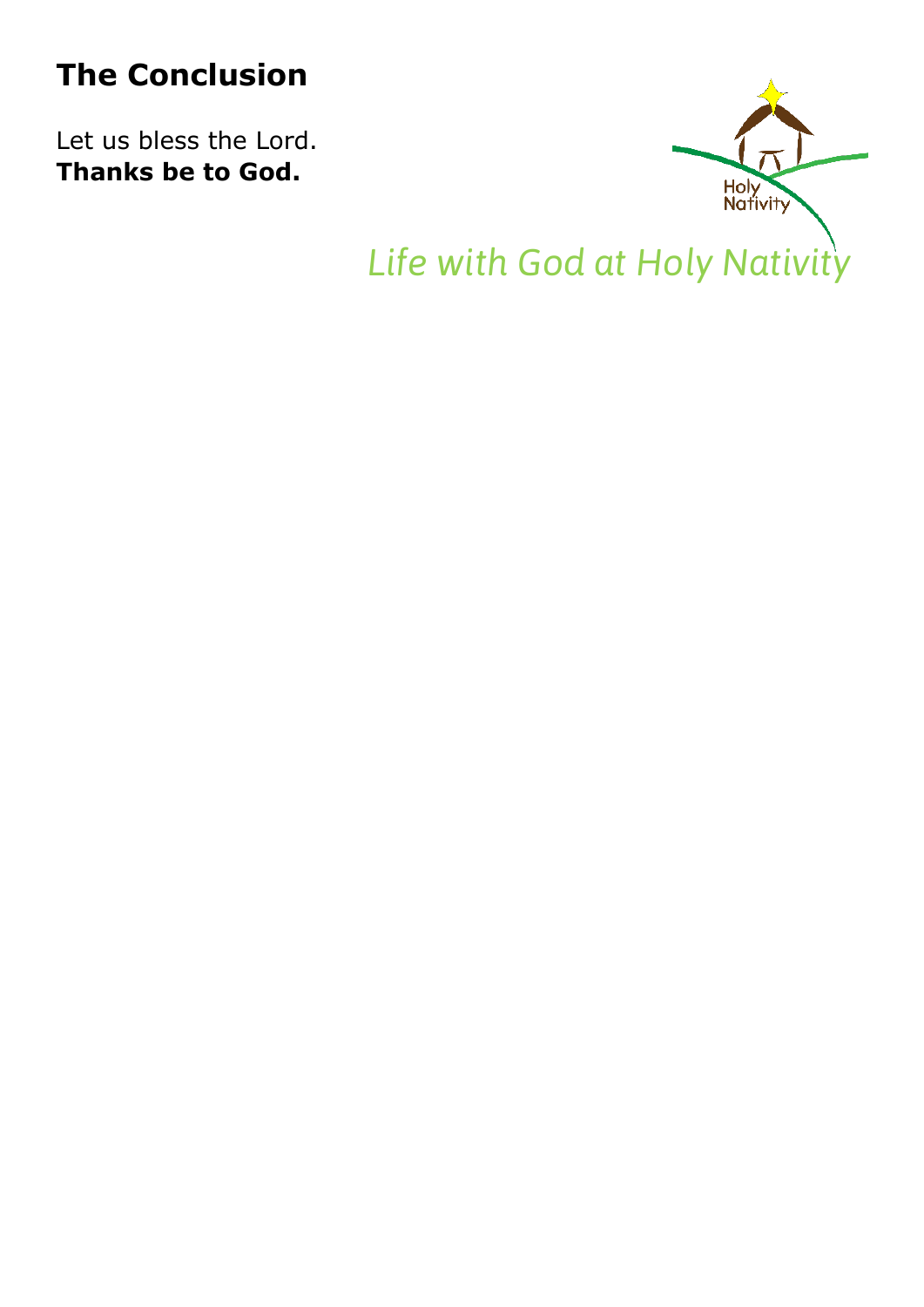## The Conclusion

Let us bless the Lord.
**Thanks be to God.**

Holy
Nativity

*Life with God at Holy Nativity*